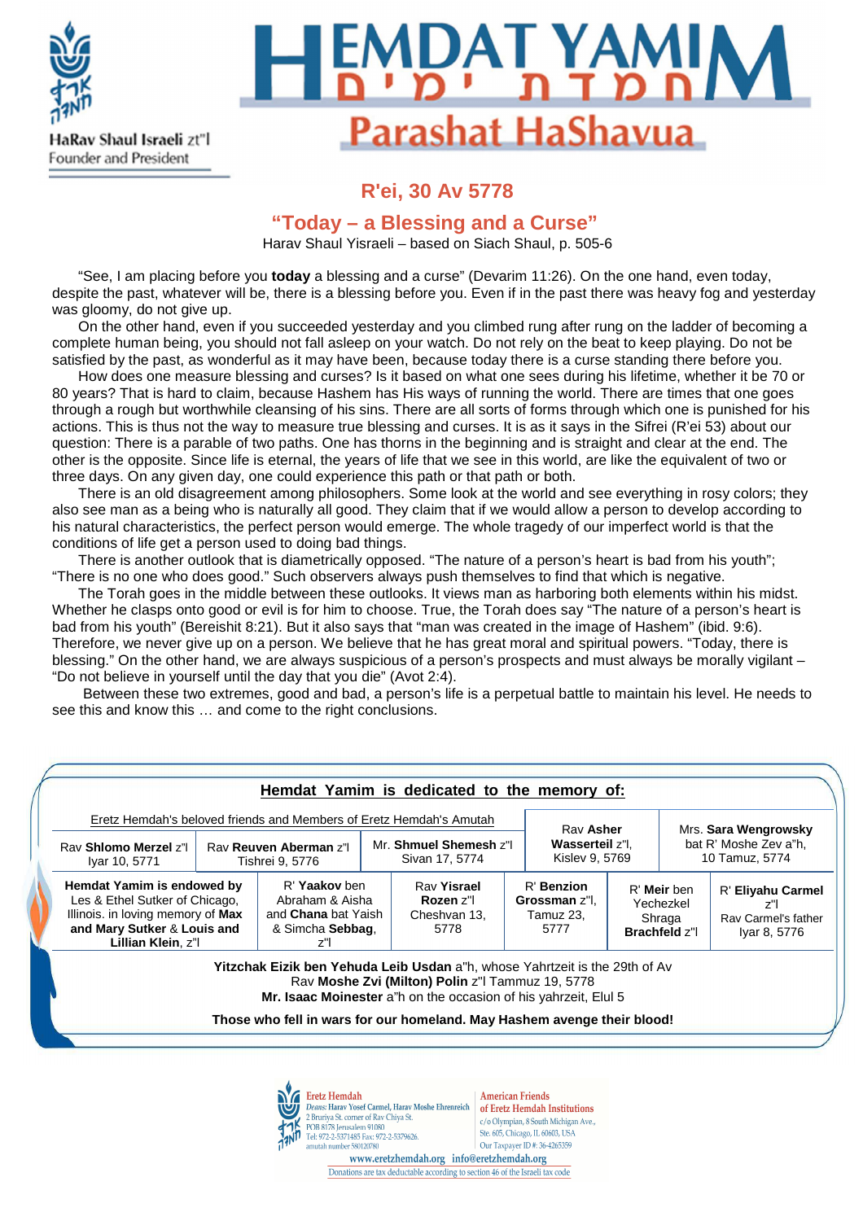HaRav Shaul Israeli zt"l
Founder and President

# HEMDAT YAMIM חמדת ימים
## Parashat HaShavua

### R'ei, 30 Av 5778

### "Today – a Blessing and a Curse"

Harav Shaul Yisraeli – based on Siach Shaul, p. 505-6

"See, I am placing before you **today** a blessing and a curse" (Devarim 11:26). On the one hand, even today, despite the past, whatever will be, there is a blessing before you. Even if in the past there was heavy fog and yesterday was gloomy, do not give up.

On the other hand, even if you succeeded yesterday and you climbed rung after rung on the ladder of becoming a complete human being, you should not fall asleep on your watch. Do not rely on the beat to keep playing. Do not be satisfied by the past, as wonderful as it may have been, because today there is a curse standing there before you.

How does one measure blessing and curses? Is it based on what one sees during his lifetime, whether it be 70 or 80 years? That is hard to claim, because Hashem has His ways of running the world. There are times that one goes through a rough but worthwhile cleansing of his sins. There are all sorts of forms through which one is punished for his actions. This is thus not the way to measure true blessing and curses. It is as it says in the Sifrei (R'ei 53) about our question: There is a parable of two paths. One has thorns in the beginning and is straight and clear at the end. The other is the opposite. Since life is eternal, the years of life that we see in this world, are like the equivalent of two or three days. On any given day, one could experience this path or that path or both.

There is an old disagreement among philosophers. Some look at the world and see everything in rosy colors; they also see man as a being who is naturally all good. They claim that if we would allow a person to develop according to his natural characteristics, the perfect person would emerge. The whole tragedy of our imperfect world is that the conditions of life get a person used to doing bad things.

There is another outlook that is diametrically opposed. "The nature of a person's heart is bad from his youth"; "There is no one who does good." Such observers always push themselves to find that which is negative.

The Torah goes in the middle between these outlooks. It views man as harboring both elements within his midst. Whether he clasps onto good or evil is for him to choose. True, the Torah does say "The nature of a person's heart is bad from his youth" (Bereishit 8:21). But it also says that "man was created in the image of Hashem" (ibid. 9:6). Therefore, we never give up on a person. We believe that he has great moral and spiritual powers. "Today, there is blessing." On the other hand, we are always suspicious of a person's prospects and must always be morally vigilant – "Do not believe in yourself until the day that you die" (Avot 2:4).

Between these two extremes, good and bad, a person's life is a perpetual battle to maintain his level. He needs to see this and know this … and come to the right conclusions.

**Hemdat Yamim is dedicated to the memory of:**

Eretz Hemdah's beloved friends and Members of Eretz Hemdah's Amutah

| | | | | |
|---|---|---|---|---|
| Rav **Shlomo Merzel** z"l Iyar 10, 5771 | Rav **Reuven Aberman** z"l Tishrei 9, 5776 | Mr. **Shmuel Shemesh** z"l Sivan 17, 5774 | Rav **Asher Wasserteil** z"l, Kislev 9, 5769 | Mrs. **Sara Wengrowsky** bat R' Moshe Zev a"h, 10 Tamuz, 5774 |

| | | | | | |
|---|---|---|---|---|---|
| **Hemdat Yamim is endowed by** Les & Ethel Sutker of Chicago, Illinois. in loving memory of **Max and Mary Sutker** & **Louis and Lillian Klein**, z"l | R' **Yaakov** ben Abraham & Aisha and **Chana** bat Yaish & Simcha **Sebbag**, z"l | Rav **Yisrael Rozen** z"l Cheshvan 13, 5778 | R' **Benzion Grossman** z"l, Tamuz 23, 5777 | R' **Meir** ben Yechezkel Shraga **Brachfeld** z"l | R' **Eliyahu Carmel** z"l Rav Carmel's father Iyar 8, 5776 |

**Yitzchak Eizik ben Yehuda Leib Usdan** a"h, whose Yahrtzeit is the 29th of Av
Rav **Moshe Zvi (Milton) Polin** z"l Tammuz 19, 5778
**Mr. Isaac Moinester** a"h on the occasion of his yahrzeit, Elul 5

**Those who fell in wars for our homeland. May Hashem avenge their blood!**

Eretz Hemdah
Deans: Harav Yosef Carmel, Harav Moshe Ehrenreich
2 Bruriya St. corner of Rav Chiya St.
POB 8178 Jerusalem 91080
Tel: 972-2-5371485 Fax: 972-2-5379626.
amutah number 580120780

American Friends of Eretz Hemdah Institutions
c/o Olympian, 8 South Michigan Ave., Ste. 605, Chicago, IL 60603, USA
Our Taxpayer ID #: 36-4265359

www.eretzhemdah.org info@eretzhemdah.org
Donations are tax deductable according to section 46 of the Israeli tax code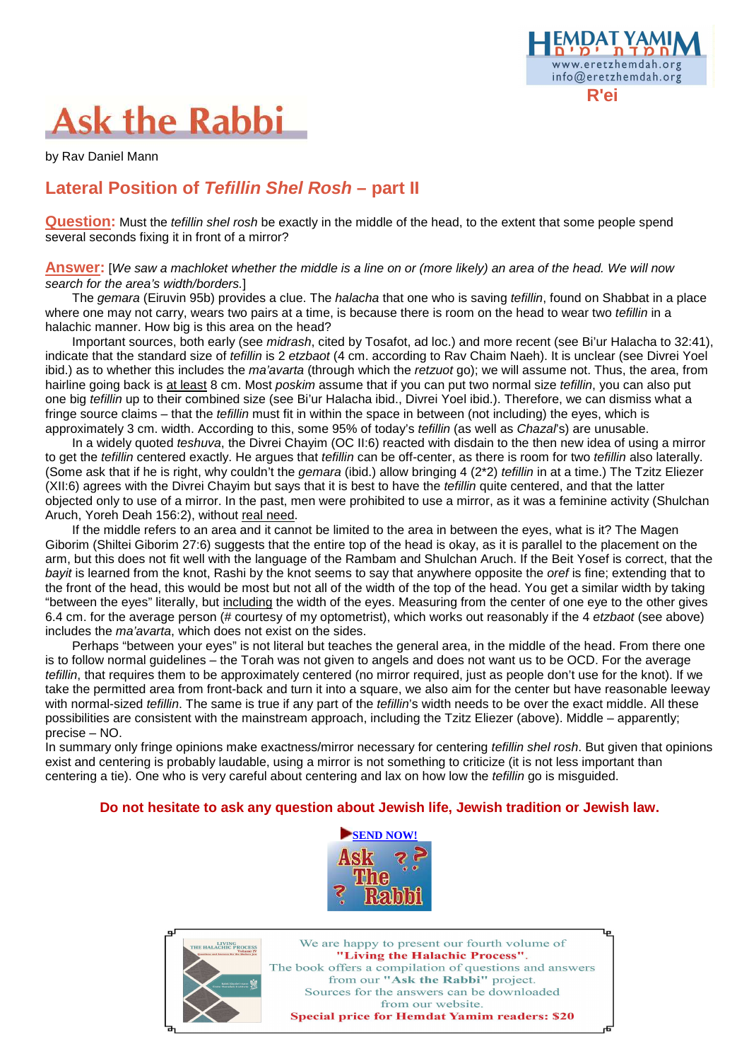# Ask the Rabbi

by Rav Daniel Mann

## Lateral Position of *Tefillin Shel Rosh* – part II

**Question:** Must the *tefillin shel rosh* be exactly in the middle of the head, to the extent that some people spend several seconds fixing it in front of a mirror?

**Answer:** [*We saw a machloket whether the middle is a line on or (more likely) an area of the head. We will now search for the area's width/borders.*]

The *gemara* (Eiruvin 95b) provides a clue. The *halacha* that one who is saving *tefillin*, found on Shabbat in a place where one may not carry, wears two pairs at a time, is because there is room on the head to wear two *tefillin* in a halachic manner. How big is this area on the head?

Important sources, both early (see *midrash*, cited by Tosafot, ad loc.) and more recent (see Bi'ur Halacha to 32:41), indicate that the standard size of *tefillin* is 2 *etzbaot* (4 cm. according to Rav Chaim Naeh). It is unclear (see Divrei Yoel ibid.) as to whether this includes the *ma'avarta* (through which the *retzuot* go); we will assume not. Thus, the area, from hairline going back is at least 8 cm. Most *poskim* assume that if you can put two normal size *tefillin*, you can also put one big *tefillin* up to their combined size (see Bi'ur Halacha ibid., Divrei Yoel ibid.). Therefore, we can dismiss what a fringe source claims – that the *tefillin* must fit in within the space in between (not including) the eyes, which is approximately 3 cm. width. According to this, some 95% of today's *tefillin* (as well as *Chazal*'s) are unusable.

In a widely quoted *teshuva*, the Divrei Chayim (OC II:6) reacted with disdain to the then new idea of using a mirror to get the *tefillin* centered exactly. He argues that *tefillin* can be off-center, as there is room for two *tefillin* also laterally. (Some ask that if he is right, why couldn't the *gemara* (ibid.) allow bringing 4 (2*2) *tefillin* in at a time.) The Tzitz Eliezer (XII:6) agrees with the Divrei Chayim but says that it is best to have the *tefillin* quite centered, and that the latter objected only to use of a mirror. In the past, men were prohibited to use a mirror, as it was a feminine activity (Shulchan Aruch, Yoreh Deah 156:2), without real need.

If the middle refers to an area and it cannot be limited to the area in between the eyes, what is it? The Magen Giborim (Shiltei Giborim 27:6) suggests that the entire top of the head is okay, as it is parallel to the placement on the arm, but this does not fit well with the language of the Rambam and Shulchan Aruch. If the Beit Yosef is correct, that the *bayit* is learned from the knot, Rashi by the knot seems to say that anywhere opposite the *oref* is fine; extending that to the front of the head, this would be most but not all of the width of the top of the head. You get a similar width by taking "between the eyes" literally, but including the width of the eyes. Measuring from the center of one eye to the other gives 6.4 cm. for the average person (# courtesy of my optometrist), which works out reasonably if the 4 *etzbaot* (see above) includes the *ma'avarta*, which does not exist on the sides.

Perhaps "between your eyes" is not literal but teaches the general area, in the middle of the head. From there one is to follow normal guidelines – the Torah was not given to angels and does not want us to be OCD. For the average *tefillin*, that requires them to be approximately centered (no mirror required, just as people don't use for the knot). If we take the permitted area from front-back and turn it into a square, we also aim for the center but have reasonable leeway with normal-sized *tefillin*. The same is true if any part of the *tefillin*'s width needs to be over the exact middle. All these possibilities are consistent with the mainstream approach, including the Tzitz Eliezer (above). Middle – apparently; precise – NO.

In summary only fringe opinions make exactness/mirror necessary for centering *tefillin shel rosh*. But given that opinions exist and centering is probably laudable, using a mirror is not something to criticize (it is not less important than centering a tie). One who is very careful about centering and lax on how low the *tefillin* go is misguided.

**Do not hesitate to ask any question about Jewish life, Jewish tradition or Jewish law.**

SEND NOW!

We are happy to present our fourth volume of **"Living the Halachic Process"**.
The book offers a compilation of questions and answers from our **"Ask the Rabbi"** project.
Sources for the answers can be downloaded from our website.
**Special price for Hemdat Yamim readers: $20**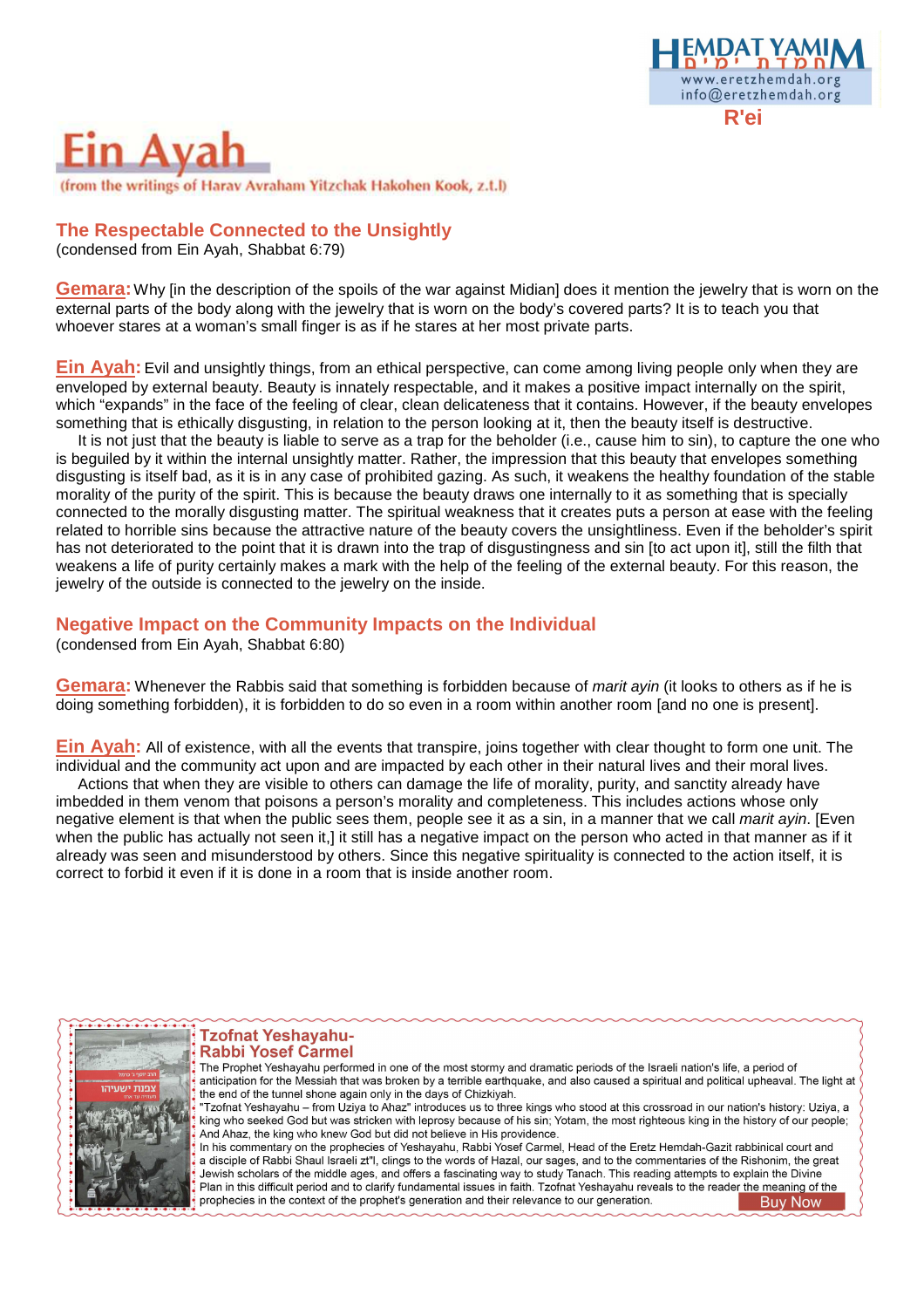# Ein Ayah

(from the writings of Harav Avraham Yitzchak Hakohen Kook, z.t.l)

R'ei

## The Respectable Connected to the Unsightly

(condensed from Ein Ayah, Shabbat 6:79)

**Gemara:** Why [in the description of the spoils of the war against Midian] does it mention the jewelry that is worn on the external parts of the body along with the jewelry that is worn on the body's covered parts? It is to teach you that whoever stares at a woman's small finger is as if he stares at her most private parts.

**Ein Ayah:** Evil and unsightly things, from an ethical perspective, can come among living people only when they are enveloped by external beauty. Beauty is innately respectable, and it makes a positive impact internally on the spirit, which "expands" in the face of the feeling of clear, clean delicateness that it contains. However, if the beauty envelopes something that is ethically disgusting, in relation to the person looking at it, then the beauty itself is destructive.

It is not just that the beauty is liable to serve as a trap for the beholder (i.e., cause him to sin), to capture the one who is beguiled by it within the internal unsightly matter. Rather, the impression that this beauty that envelopes something disgusting is itself bad, as it is in any case of prohibited gazing. As such, it weakens the healthy foundation of the stable morality of the purity of the spirit. This is because the beauty draws one internally to it as something that is specially connected to the morally disgusting matter. The spiritual weakness that it creates puts a person at ease with the feeling related to horrible sins because the attractive nature of the beauty covers the unsightliness. Even if the beholder's spirit has not deteriorated to the point that it is drawn into the trap of disgustingness and sin [to act upon it], still the filth that weakens a life of purity certainly makes a mark with the help of the feeling of the external beauty. For this reason, the jewelry of the outside is connected to the jewelry on the inside.

## Negative Impact on the Community Impacts on the Individual

(condensed from Ein Ayah, Shabbat 6:80)

**Gemara:** Whenever the Rabbis said that something is forbidden because of *marit ayin* (it looks to others as if he is doing something forbidden), it is forbidden to do so even in a room within another room [and no one is present].

**Ein Ayah:** All of existence, with all the events that transpire, joins together with clear thought to form one unit. The individual and the community act upon and are impacted by each other in their natural lives and their moral lives.

Actions that when they are visible to others can damage the life of morality, purity, and sanctity already have imbedded in them venom that poisons a person's morality and completeness. This includes actions whose only negative element is that when the public sees them, people see it as a sin, in a manner that we call *marit ayin*. [Even when the public has actually not seen it,] it still has a negative impact on the person who acted in that manner as if it already was seen and misunderstood by others. Since this negative spirituality is connected to the action itself, it is correct to forbid it even if it is done in a room that is inside another room.

### Tzofnat Yeshayahu- Rabbi Yosef Carmel

The Prophet Yeshayahu performed in one of the most stormy and dramatic periods of the Israeli nation's life, a period of anticipation for the Messiah that was broken by a terrible earthquake, and also caused a spiritual and political upheaval. The light at the end of the tunnel shone again only in the days of Chizkiyah.

"Tzofnat Yeshayahu – from Uziya to Ahaz" introduces us to three kings who stood at this crossroad in our nation's history: Uziya, a king who seeked God but was stricken with leprosy because of his sin; Yotam, the most righteous king in the history of our people; And Ahaz, the king who knew God but did not believe in His providence.

In his commentary on the prophecies of Yeshayahu, Rabbi Yosef Carmel, Head of the Eretz Hemdah-Gazit rabbinical court and a disciple of Rabbi Shaul Israeli zt"l, clings to the words of Hazal, our sages, and to the commentaries of the Rishonim, the great Jewish scholars of the middle ages, and offers a fascinating way to study Tanach. This reading attempts to explain the Divine Plan in this difficult period and to clarify fundamental issues in faith. Tzofnat Yeshayahu reveals to the reader the meaning of the prophecies in the context of the prophet's generation and their relevance to our generation.

Buy Now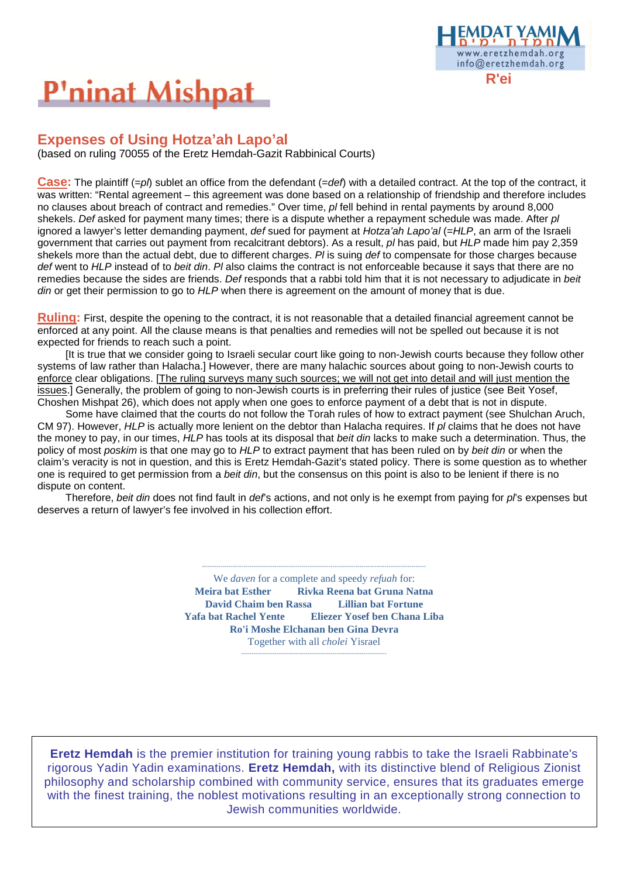# P'ninat Mishpat

## Expenses of Using Hotza'ah Lapo'al

(based on ruling 70055 of the Eretz Hemdah-Gazit Rabbinical Courts)

**Case:** The plaintiff (=*pl*) sublet an office from the defendant (=*def*) with a detailed contract. At the top of the contract, it was written: "Rental agreement – this agreement was done based on a relationship of friendship and therefore includes no clauses about breach of contract and remedies." Over time, *pl* fell behind in rental payments by around 8,000 shekels. *Def* asked for payment many times; there is a dispute whether a repayment schedule was made. After *pl* ignored a lawyer's letter demanding payment, *def* sued for payment at *Hotza'ah Lapo'al* (=*HLP*, an arm of the Israeli government that carries out payment from recalcitrant debtors). As a result, *pl* has paid, but *HLP* made him pay 2,359 shekels more than the actual debt, due to different charges. *Pl* is suing *def* to compensate for those charges because *def* went to *HLP* instead of to *beit din*. *Pl* also claims the contract is not enforceable because it says that there are no remedies because the sides are friends. *Def* responds that a rabbi told him that it is not necessary to adjudicate in *beit din* or get their permission to go to *HLP* when there is agreement on the amount of money that is due.

**Ruling:** First, despite the opening to the contract, it is not reasonable that a detailed financial agreement cannot be enforced at any point. All the clause means is that penalties and remedies will not be spelled out because it is not expected for friends to reach such a point.

[It is true that we consider going to Israeli secular court like going to non-Jewish courts because they follow other systems of law rather than Halacha.] However, there are many halachic sources about going to non-Jewish courts to enforce clear obligations. [The ruling surveys many such sources; we will not get into detail and will just mention the issues.] Generally, the problem of going to non-Jewish courts is in preferring their rules of justice (see Beit Yosef, Choshen Mishpat 26), which does not apply when one goes to enforce payment of a debt that is not in dispute.

Some have claimed that the courts do not follow the Torah rules of how to extract payment (see Shulchan Aruch, CM 97). However, *HLP* is actually more lenient on the debtor than Halacha requires. If *pl* claims that he does not have the money to pay, in our times, *HLP* has tools at its disposal that *beit din* lacks to make such a determination. Thus, the policy of most *poskim* is that one may go to *HLP* to extract payment that has been ruled on by *beit din* or when the claim's veracity is not in question, and this is Eretz Hemdah-Gazit's stated policy. There is some question as to whether one is required to get permission from a *beit din*, but the consensus on this point is also to be lenient if there is no dispute on content.

Therefore, *beit din* does not find fault in *def*'s actions, and not only is he exempt from paying for *pl*'s expenses but deserves a return of lawyer's fee involved in his collection effort.

---

We *daven* for a complete and speedy *refuah* for:

**Meira bat Esther** **Rivka Reena bat Gruna Natna**
**David Chaim ben Rassa** **Lillian bat Fortune**
**Yafa bat Rachel Yente** **Eliezer Yosef ben Chana Liba**
**Ro'i Moshe Elchanan ben Gina Devra**

Together with all *cholei* Yisrael

---

**Eretz Hemdah** is the premier institution for training young rabbis to take the Israeli Rabbinate's rigorous Yadin Yadin examinations. **Eretz Hemdah,** with its distinctive blend of Religious Zionist philosophy and scholarship combined with community service, ensures that its graduates emerge with the finest training, the noblest motivations resulting in an exceptionally strong connection to Jewish communities worldwide.